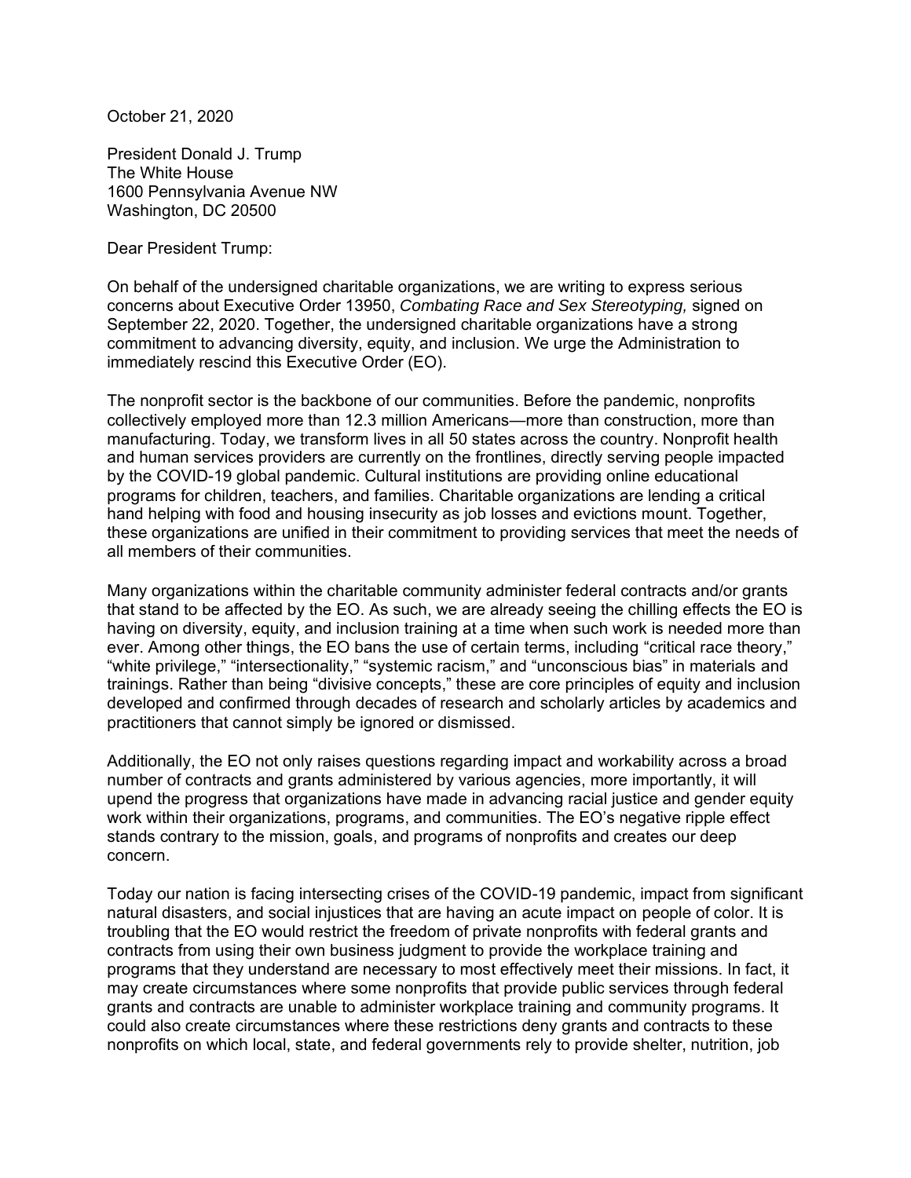October 21, 2020

President Donald J. Trump
The White House
1600 Pennsylvania Avenue NW
Washington, DC 20500

Dear President Trump:

On behalf of the undersigned charitable organizations, we are writing to express serious concerns about Executive Order 13950, *Combating Race and Sex Stereotyping,* signed on September 22, 2020. Together, the undersigned charitable organizations have a strong commitment to advancing diversity, equity, and inclusion. We urge the Administration to immediately rescind this Executive Order (EO).

The nonprofit sector is the backbone of our communities. Before the pandemic, nonprofits collectively employed more than 12.3 million Americans—more than construction, more than manufacturing. Today, we transform lives in all 50 states across the country. Nonprofit health and human services providers are currently on the frontlines, directly serving people impacted by the COVID-19 global pandemic. Cultural institutions are providing online educational programs for children, teachers, and families. Charitable organizations are lending a critical hand helping with food and housing insecurity as job losses and evictions mount. Together, these organizations are unified in their commitment to providing services that meet the needs of all members of their communities.

Many organizations within the charitable community administer federal contracts and/or grants that stand to be affected by the EO. As such, we are already seeing the chilling effects the EO is having on diversity, equity, and inclusion training at a time when such work is needed more than ever. Among other things, the EO bans the use of certain terms, including "critical race theory," "white privilege," "intersectionality," "systemic racism," and "unconscious bias" in materials and trainings. Rather than being "divisive concepts," these are core principles of equity and inclusion developed and confirmed through decades of research and scholarly articles by academics and practitioners that cannot simply be ignored or dismissed.

Additionally, the EO not only raises questions regarding impact and workability across a broad number of contracts and grants administered by various agencies, more importantly, it will upend the progress that organizations have made in advancing racial justice and gender equity work within their organizations, programs, and communities. The EO's negative ripple effect stands contrary to the mission, goals, and programs of nonprofits and creates our deep concern.

Today our nation is facing intersecting crises of the COVID-19 pandemic, impact from significant natural disasters, and social injustices that are having an acute impact on people of color. It is troubling that the EO would restrict the freedom of private nonprofits with federal grants and contracts from using their own business judgment to provide the workplace training and programs that they understand are necessary to most effectively meet their missions. In fact, it may create circumstances where some nonprofits that provide public services through federal grants and contracts are unable to administer workplace training and community programs. It could also create circumstances where these restrictions deny grants and contracts to these nonprofits on which local, state, and federal governments rely to provide shelter, nutrition, job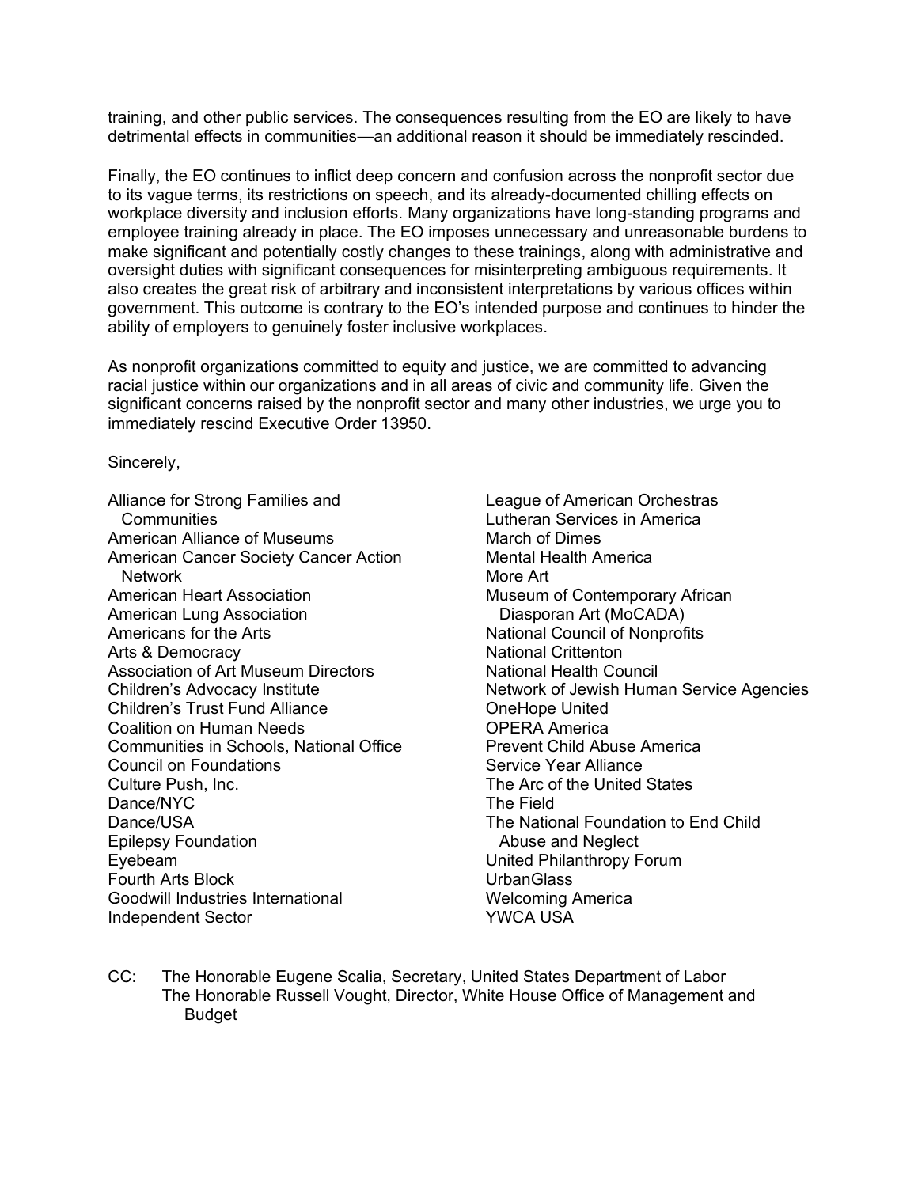training, and other public services. The consequences resulting from the EO are likely to have detrimental effects in communities—an additional reason it should be immediately rescinded.

Finally, the EO continues to inflict deep concern and confusion across the nonprofit sector due to its vague terms, its restrictions on speech, and its already-documented chilling effects on workplace diversity and inclusion efforts. Many organizations have long-standing programs and employee training already in place. The EO imposes unnecessary and unreasonable burdens to make significant and potentially costly changes to these trainings, along with administrative and oversight duties with significant consequences for misinterpreting ambiguous requirements. It also creates the great risk of arbitrary and inconsistent interpretations by various offices within government. This outcome is contrary to the EO's intended purpose and continues to hinder the ability of employers to genuinely foster inclusive workplaces.

As nonprofit organizations committed to equity and justice, we are committed to advancing racial justice within our organizations and in all areas of civic and community life. Given the significant concerns raised by the nonprofit sector and many other industries, we urge you to immediately rescind Executive Order 13950.

Sincerely,

Alliance for Strong Families and Communities
American Alliance of Museums
American Cancer Society Cancer Action Network
American Heart Association
American Lung Association
Americans for the Arts
Arts & Democracy
Association of Art Museum Directors
Children's Advocacy Institute
Children's Trust Fund Alliance
Coalition on Human Needs
Communities in Schools, National Office
Council on Foundations
Culture Push, Inc.
Dance/NYC
Dance/USA
Epilepsy Foundation
Eyebeam
Fourth Arts Block
Goodwill Industries International
Independent Sector
League of American Orchestras
Lutheran Services in America
March of Dimes
Mental Health America
More Art
Museum of Contemporary African Diasporan Art (MoCADA)
National Council of Nonprofits
National Crittenton
National Health Council
Network of Jewish Human Service Agencies
OneHope United
OPERA America
Prevent Child Abuse America
Service Year Alliance
The Arc of the United States
The Field
The National Foundation to End Child Abuse and Neglect
United Philanthropy Forum
UrbanGlass
Welcoming America
YWCA USA

CC: The Honorable Eugene Scalia, Secretary, United States Department of Labor
The Honorable Russell Vought, Director, White House Office of Management and Budget